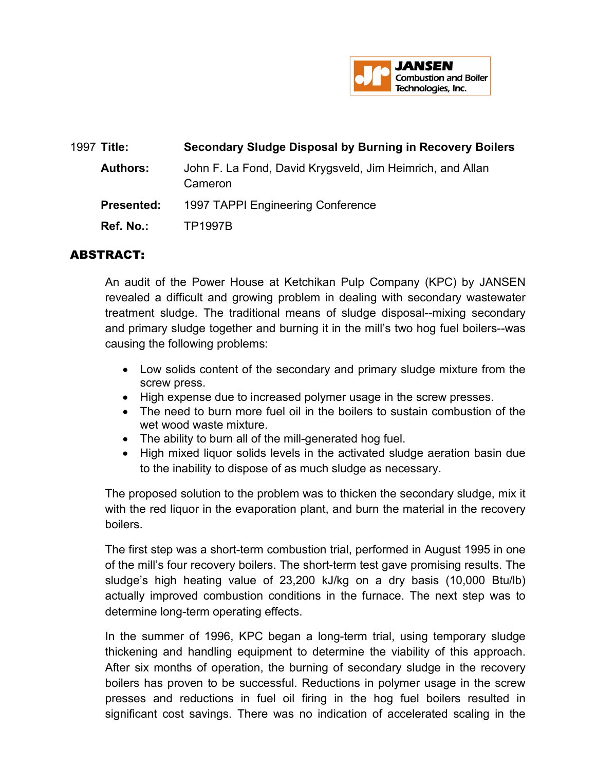JANSEN Combustion and Boiler Technologies, Inc.

1997 **Title:** **Secondary Sludge Disposal by Burning in Recovery Boilers**

**Authors:** John F. La Fond, David Krygsveld, Jim Heimrich, and Allan Cameron

**Presented:** 1997 TAPPI Engineering Conference

**Ref. No.:** TP1997B

## ABSTRACT:

An audit of the Power House at Ketchikan Pulp Company (KPC) by JANSEN revealed a difficult and growing problem in dealing with secondary wastewater treatment sludge. The traditional means of sludge disposal--mixing secondary and primary sludge together and burning it in the mill's two hog fuel boilers--was causing the following problems:

- Low solids content of the secondary and primary sludge mixture from the screw press.
- High expense due to increased polymer usage in the screw presses.
- The need to burn more fuel oil in the boilers to sustain combustion of the wet wood waste mixture.
- The ability to burn all of the mill-generated hog fuel.
- High mixed liquor solids levels in the activated sludge aeration basin due to the inability to dispose of as much sludge as necessary.

The proposed solution to the problem was to thicken the secondary sludge, mix it with the red liquor in the evaporation plant, and burn the material in the recovery boilers.

The first step was a short-term combustion trial, performed in August 1995 in one of the mill's four recovery boilers. The short-term test gave promising results. The sludge's high heating value of 23,200 kJ/kg on a dry basis (10,000 Btu/lb) actually improved combustion conditions in the furnace. The next step was to determine long-term operating effects.

In the summer of 1996, KPC began a long-term trial, using temporary sludge thickening and handling equipment to determine the viability of this approach. After six months of operation, the burning of secondary sludge in the recovery boilers has proven to be successful. Reductions in polymer usage in the screw presses and reductions in fuel oil firing in the hog fuel boilers resulted in significant cost savings. There was no indication of accelerated scaling in the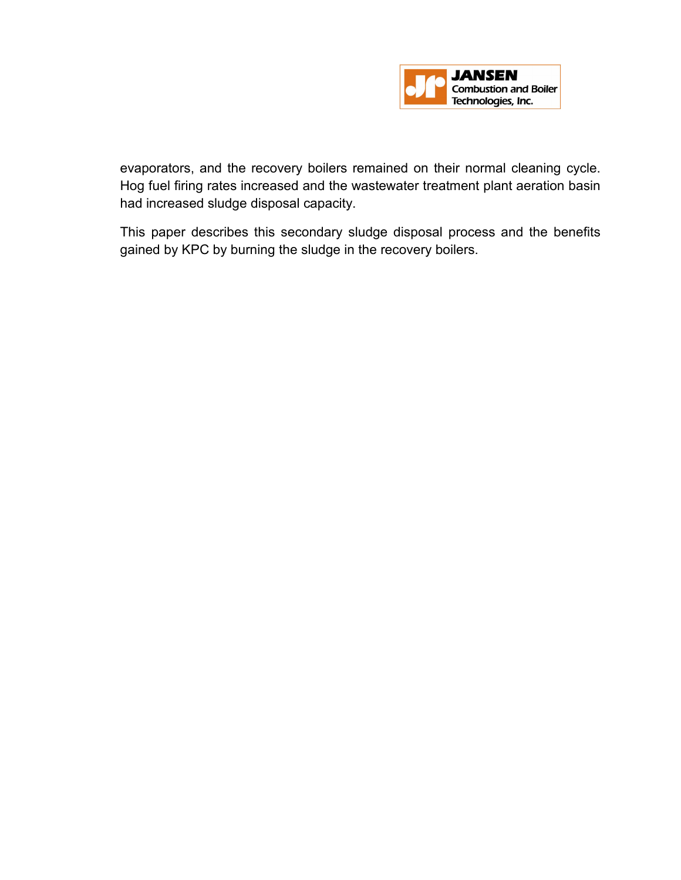evaporators, and the recovery boilers remained on their normal cleaning cycle. Hog fuel firing rates increased and the wastewater treatment plant aeration basin had increased sludge disposal capacity.

This paper describes this secondary sludge disposal process and the benefits gained by KPC by burning the sludge in the recovery boilers.